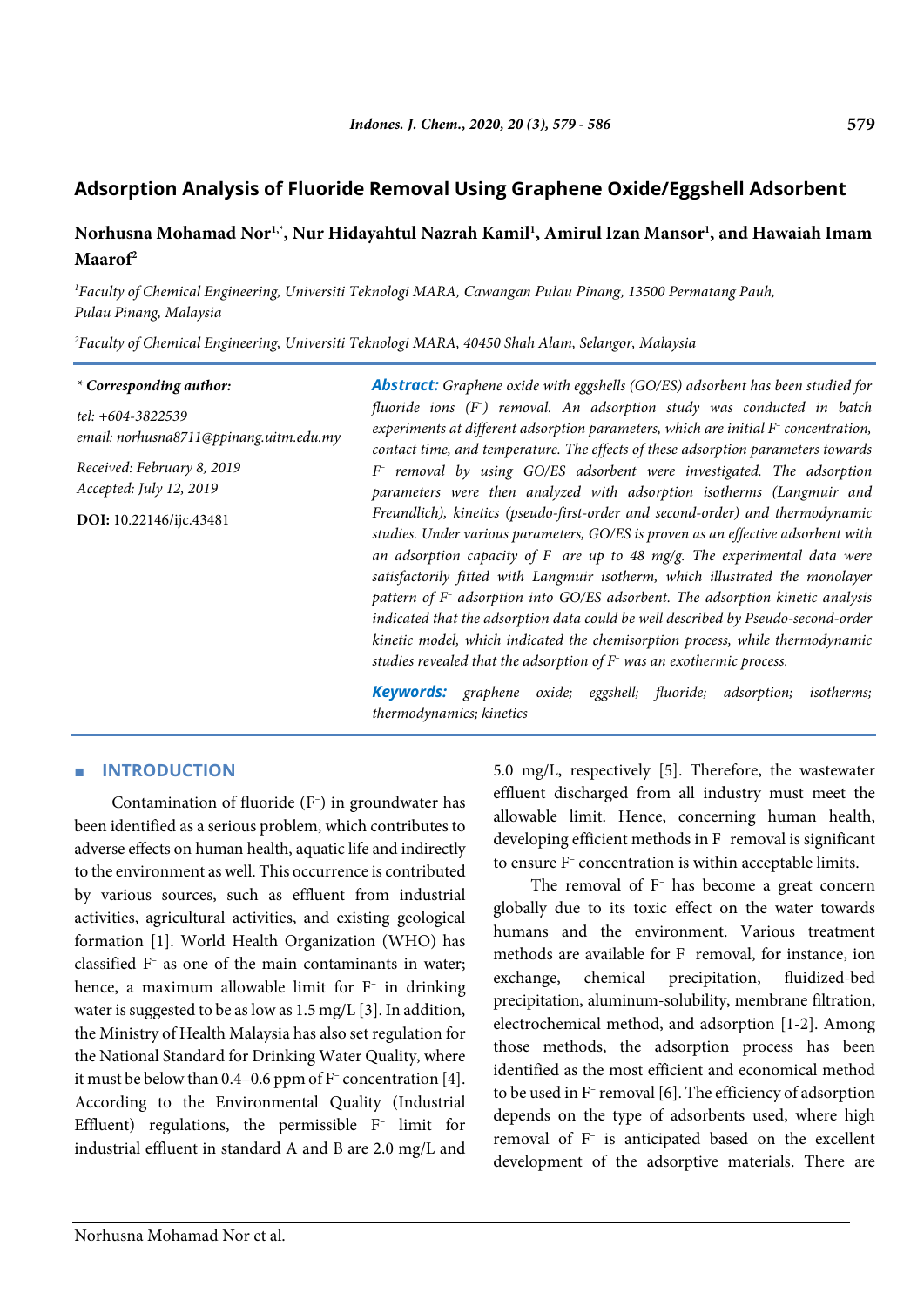# Adsorption Analysis of Fluoride Removal Using Graphene Oxide/Eggshell Adsorbent

**Norhusna Mohamad Nor[1,*], Nur Hidayahtul Nazrah Kamil[1], Amirul Izan Mansor[1], and Hawaiah Imam Maarof[2]**

[1] *Faculty of Chemical Engineering, Universiti Teknologi MARA, Cawangan Pulau Pinang, 13500 Permatang Pauh, Pulau Pinang, Malaysia*

[2] *Faculty of Chemical Engineering, Universiti Teknologi MARA, 40450 Shah Alam, Selangor, Malaysia*

*\* **Corresponding author:***

*tel: +604-3822539*

*email: norhusna8711@ppinang.uitm.edu.my*

*Received: February 8, 2019*

*Accepted: July 12, 2019*

**DOI:** 10.22146/ijc.43481

***Abstract:*** *Graphene oxide with eggshells (GO/ES) adsorbent has been studied for fluoride ions ($F^-$) removal. An adsorption study was conducted in batch experiments at different adsorption parameters, which are initial $F^-$ concentration, contact time, and temperature. The effects of these adsorption parameters towards $F^-$ removal by using GO/ES adsorbent were investigated. The adsorption parameters were then analyzed with adsorption isotherms (Langmuir and Freundlich), kinetics (pseudo-first-order and second-order) and thermodynamic studies. Under various parameters, GO/ES is proven as an effective adsorbent with an adsorption capacity of $F^-$ are up to 48 mg/g. The experimental data were satisfactorily fitted with Langmuir isotherm, which illustrated the monolayer pattern of $F^-$ adsorption into GO/ES adsorbent. The adsorption kinetic analysis indicated that the adsorption data could be well described by Pseudo-second-order kinetic model, which indicated the chemisorption process, while thermodynamic studies revealed that the adsorption of $F^-$ was an exothermic process.*

***Keywords:*** *graphene oxide; eggshell; fluoride; adsorption; isotherms; thermodynamics; kinetics*

## INTRODUCTION

Contamination of fluoride ($F^-$) in groundwater has been identified as a serious problem, which contributes to adverse effects on human health, aquatic life and indirectly to the environment as well. This occurrence is contributed by various sources, such as effluent from industrial activities, agricultural activities, and existing geological formation [1]. World Health Organization (WHO) has classified $F^-$ as one of the main contaminants in water; hence, a maximum allowable limit for $F^-$ in drinking water is suggested to be as low as 1.5 mg/L [3]. In addition, the Ministry of Health Malaysia has also set regulation for the National Standard for Drinking Water Quality, where it must be below than 0.4–0.6 ppm of $F^-$ concentration [4]. According to the Environmental Quality (Industrial Effluent) regulations, the permissible $F^-$ limit for industrial effluent in standard A and B are 2.0 mg/L and 5.0 mg/L, respectively [5]. Therefore, the wastewater effluent discharged from all industry must meet the allowable limit. Hence, concerning human health, developing efficient methods in $F^-$ removal is significant to ensure $F^-$ concentration is within acceptable limits.

The removal of $F^-$ has become a great concern globally due to its toxic effect on the water towards humans and the environment. Various treatment methods are available for $F^-$ removal, for instance, ion exchange, chemical precipitation, fluidized-bed precipitation, aluminum-solubility, membrane filtration, electrochemical method, and adsorption [1-2]. Among those methods, the adsorption process has been identified as the most efficient and economical method to be used in $F^-$ removal [6]. The efficiency of adsorption depends on the type of adsorbents used, where high removal of $F^-$ is anticipated based on the excellent development of the adsorptive materials. There are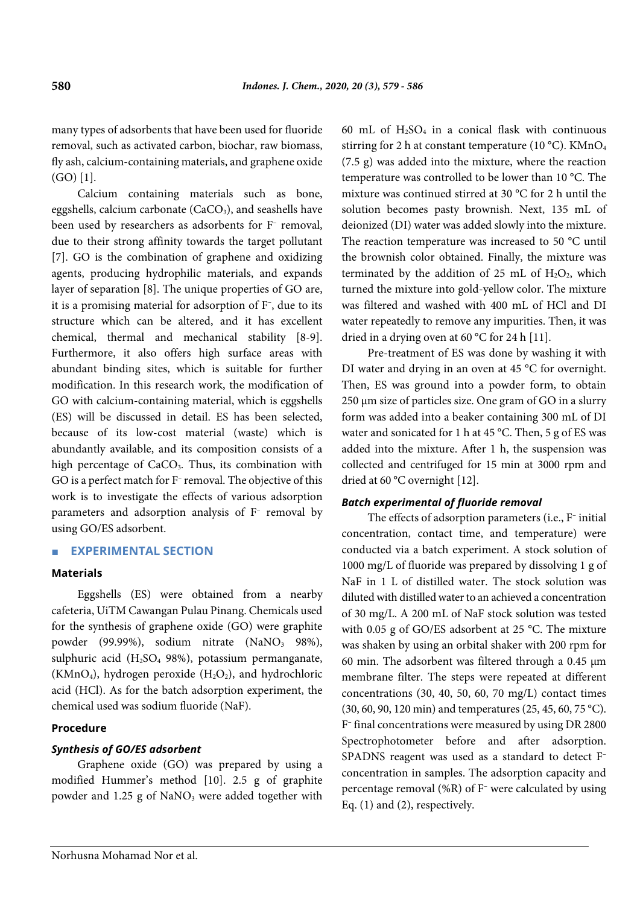many types of adsorbents that have been used for fluoride removal, such as activated carbon, biochar, raw biomass, fly ash, calcium-containing materials, and graphene oxide (GO) [1].

Calcium containing materials such as bone, eggshells, calcium carbonate ($CaCO_3$), and seashells have been used by researchers as adsorbents for $F^-$ removal, due to their strong affinity towards the target pollutant [7]. GO is the combination of graphene and oxidizing agents, producing hydrophilic materials, and expands layer of separation [8]. The unique properties of GO are, it is a promising material for adsorption of $F^-$, due to its structure which can be altered, and it has excellent chemical, thermal and mechanical stability [8-9]. Furthermore, it also offers high surface areas with abundant binding sites, which is suitable for further modification. In this research work, the modification of GO with calcium-containing material, which is eggshells (ES) will be discussed in detail. ES has been selected, because of its low-cost material (waste) which is abundantly available, and its composition consists of a high percentage of $CaCO_3$. Thus, its combination with GO is a perfect match for $F^-$ removal. The objective of this work is to investigate the effects of various adsorption parameters and adsorption analysis of $F^-$ removal by using GO/ES adsorbent.

## EXPERIMENTAL SECTION

### Materials

Eggshells (ES) were obtained from a nearby cafeteria, UiTM Cawangan Pulau Pinang. Chemicals used for the synthesis of graphene oxide (GO) were graphite powder (99.99%), sodium nitrate ($NaNO_3$ 98%), sulphuric acid ($H_2SO_4$ 98%), potassium permanganate, ($KMnO_4$), hydrogen peroxide ($H_2O_2$), and hydrochloric acid (HCl). As for the batch adsorption experiment, the chemical used was sodium fluoride (NaF).

### Procedure

#### *Synthesis of GO/ES adsorbent*

Graphene oxide (GO) was prepared by using a modified Hummer's method [10]. 2.5 g of graphite powder and 1.25 g of $NaNO_3$ were added together with 60 mL of $H_2SO_4$ in a conical flask with continuous stirring for 2 h at constant temperature (10 °C). $KMnO_4$ (7.5 g) was added into the mixture, where the reaction temperature was controlled to be lower than 10 °C. The mixture was continued stirred at 30 °C for 2 h until the solution becomes pasty brownish. Next, 135 mL of deionized (DI) water was added slowly into the mixture. The reaction temperature was increased to 50 °C until the brownish color obtained. Finally, the mixture was terminated by the addition of 25 mL of $H_2O_2$, which turned the mixture into gold-yellow color. The mixture was filtered and washed with 400 mL of HCl and DI water repeatedly to remove any impurities. Then, it was dried in a drying oven at 60 °C for 24 h [11].

Pre-treatment of ES was done by washing it with DI water and drying in an oven at 45 °C for overnight. Then, ES was ground into a powder form, to obtain 250 µm size of particles size. One gram of GO in a slurry form was added into a beaker containing 300 mL of DI water and sonicated for 1 h at 45 °C. Then, 5 g of ES was added into the mixture. After 1 h, the suspension was collected and centrifuged for 15 min at 3000 rpm and dried at 60 °C overnight [12].

#### *Batch experimental of fluoride removal*

The effects of adsorption parameters (i.e., $F^-$ initial concentration, contact time, and temperature) were conducted via a batch experiment. A stock solution of 1000 mg/L of fluoride was prepared by dissolving 1 g of NaF in 1 L of distilled water. The stock solution was diluted with distilled water to an achieved a concentration of 30 mg/L. A 200 mL of NaF stock solution was tested with 0.05 g of GO/ES adsorbent at 25 °C. The mixture was shaken by using an orbital shaker with 200 rpm for 60 min. The adsorbent was filtered through a 0.45 µm membrane filter. The steps were repeated at different concentrations (30, 40, 50, 60, 70 mg/L) contact times (30, 60, 90, 120 min) and temperatures (25, 45, 60, 75 °C). $F^-$ final concentrations were measured by using DR 2800 Spectrophotometer before and after adsorption. SPADNS reagent was used as a standard to detect $F^-$ concentration in samples. The adsorption capacity and percentage removal (%R) of $F^-$ were calculated by using Eq. (1) and (2), respectively.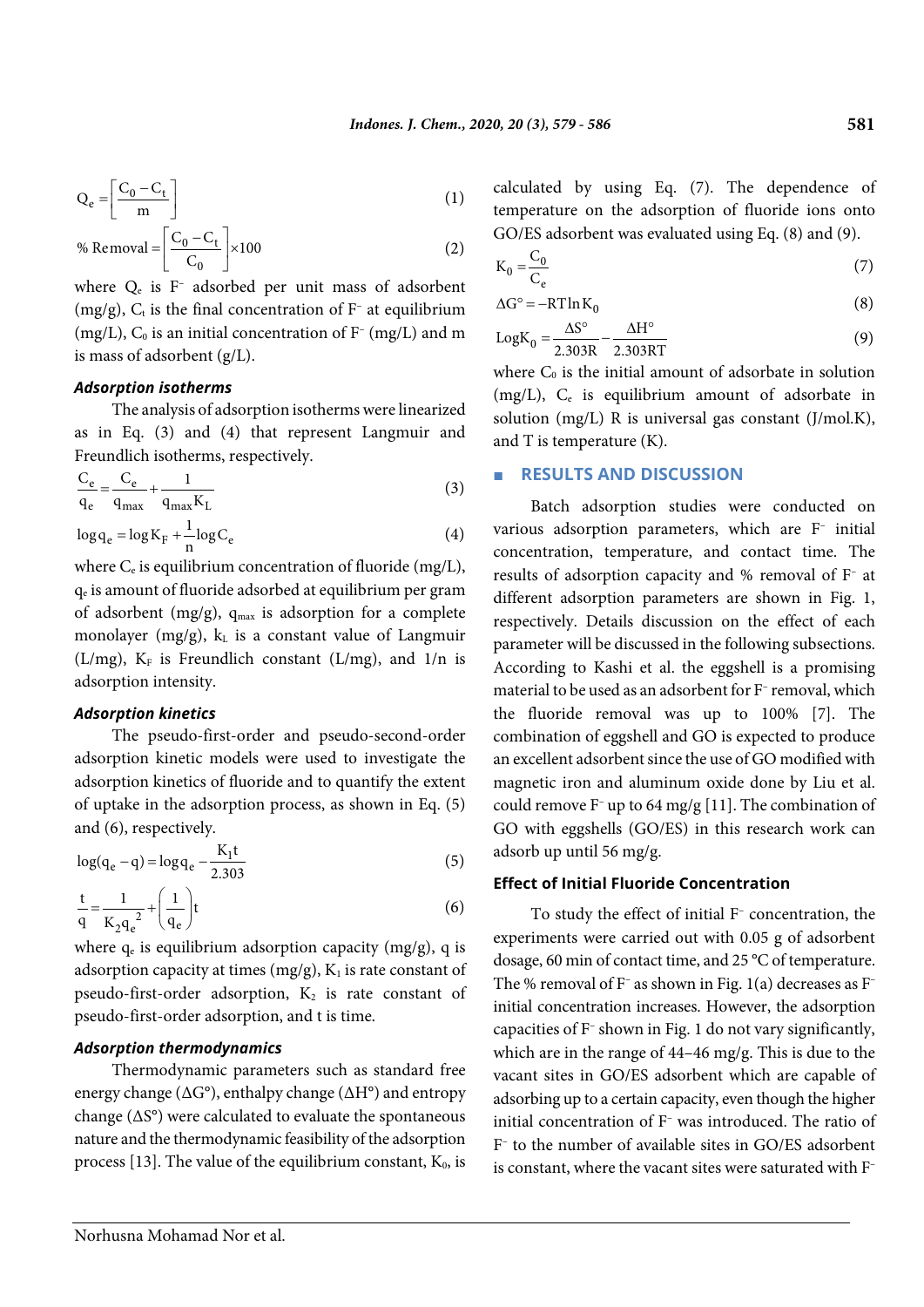$$Q_e = \left[\frac{C_0 - C_t}{m}\right] \quad (1)$$

$$\%\ \text{Removal} = \left[\frac{C_0 - C_t}{C_0}\right] \times 100 \quad (2)$$

where $Q_e$ is $F^-$ adsorbed per unit mass of adsorbent (mg/g), $C_t$ is the final concentration of $F^-$ at equilibrium (mg/L), $C_0$ is an initial concentration of $F^-$ (mg/L) and m is mass of adsorbent (g/L).

### *Adsorption isotherms*

The analysis of adsorption isotherms were linearized as in Eq. (3) and (4) that represent Langmuir and Freundlich isotherms, respectively.

$$\frac{C_e}{q_e} = \frac{C_e}{q_{max}} + \frac{1}{q_{max} K_L} \quad (3)$$

$$\log q_e = \log K_F + \frac{1}{n} \log C_e \quad (4)$$

where $C_e$ is equilibrium concentration of fluoride (mg/L), $q_e$ is amount of fluoride adsorbed at equilibrium per gram of adsorbent (mg/g), $q_{max}$ is adsorption for a complete monolayer (mg/g), $k_L$ is a constant value of Langmuir (L/mg), $K_F$ is Freundlich constant (L/mg), and 1/n is adsorption intensity.

### *Adsorption kinetics*

The pseudo-first-order and pseudo-second-order adsorption kinetic models were used to investigate the adsorption kinetics of fluoride and to quantify the extent of uptake in the adsorption process, as shown in Eq. (5) and (6), respectively.

$$\log(q_e - q) = \log q_e - \frac{K_1 t}{2.303} \quad (5)$$

$$\frac{t}{q} = \frac{1}{K_2 q_e^2} + \left(\frac{1}{q_e}\right) t \quad (6)$$

where $q_e$ is equilibrium adsorption capacity (mg/g), q is adsorption capacity at times (mg/g), $K_1$ is rate constant of pseudo-first-order adsorption, $K_2$ is rate constant of pseudo-first-order adsorption, and t is time.

### *Adsorption thermodynamics*

Thermodynamic parameters such as standard free energy change (ΔG°), enthalpy change (ΔH°) and entropy change (ΔS°) were calculated to evaluate the spontaneous nature and the thermodynamic feasibility of the adsorption process [13]. The value of the equilibrium constant, $K_0$, is calculated by using Eq. (7). The dependence of temperature on the adsorption of fluoride ions onto GO/ES adsorbent was evaluated using Eq. (8) and (9).

$$K_0 = \frac{C_0}{C_e} \quad (7)$$

$$\Delta G^\circ = -RT \ln K_0 \quad (8)$$

$$\text{Log} K_0 = \frac{\Delta S^\circ}{2.303R} - \frac{\Delta H^\circ}{2.303RT} \quad (9)$$

where $C_0$ is the initial amount of adsorbate in solution (mg/L), $C_e$ is equilibrium amount of adsorbate in solution (mg/L) R is universal gas constant (J/mol.K), and T is temperature (K).

## RESULTS AND DISCUSSION

Batch adsorption studies were conducted on various adsorption parameters, which are $F^-$ initial concentration, temperature, and contact time. The results of adsorption capacity and % removal of $F^-$ at different adsorption parameters are shown in Fig. 1, respectively. Details discussion on the effect of each parameter will be discussed in the following subsections. According to Kashi et al. the eggshell is a promising material to be used as an adsorbent for $F^-$ removal, which the fluoride removal was up to 100% [7]. The combination of eggshell and GO is expected to produce an excellent adsorbent since the use of GO modified with magnetic iron and aluminum oxide done by Liu et al. could remove $F^-$ up to 64 mg/g [11]. The combination of GO with eggshells (GO/ES) in this research work can adsorb up until 56 mg/g.

### Effect of Initial Fluoride Concentration

To study the effect of initial $F^-$ concentration, the experiments were carried out with 0.05 g of adsorbent dosage, 60 min of contact time, and 25 °C of temperature. The % removal of $F^-$ as shown in Fig. 1(a) decreases as $F^-$ initial concentration increases. However, the adsorption capacities of $F^-$ shown in Fig. 1 do not vary significantly, which are in the range of 44–46 mg/g. This is due to the vacant sites in GO/ES adsorbent which are capable of adsorbing up to a certain capacity, even though the higher initial concentration of $F^-$ was introduced. The ratio of $F^-$ to the number of available sites in GO/ES adsorbent is constant, where the vacant sites were saturated with $F^-$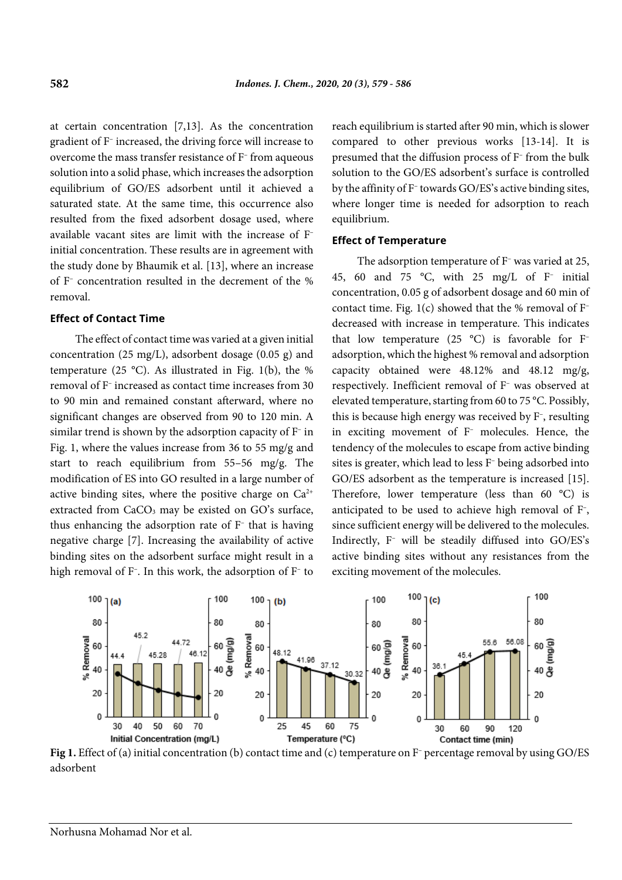at certain concentration [7,13]. As the concentration gradient of $F^-$ increased, the driving force will increase to overcome the mass transfer resistance of $F^-$ from aqueous solution into a solid phase, which increases the adsorption equilibrium of GO/ES adsorbent until it achieved a saturated state. At the same time, this occurrence also resulted from the fixed adsorbent dosage used, where available vacant sites are limit with the increase of $F^-$ initial concentration. These results are in agreement with the study done by Bhaumik et al. [13], where an increase of $F^-$ concentration resulted in the decrement of the % removal.

### Effect of Contact Time

The effect of contact time was varied at a given initial concentration (25 mg/L), adsorbent dosage (0.05 g) and temperature (25 °C). As illustrated in Fig. 1(b), the % removal of $F^-$ increased as contact time increases from 30 to 90 min and remained constant afterward, where no significant changes are observed from 90 to 120 min. A similar trend is shown by the adsorption capacity of $F^-$ in Fig. 1, where the values increase from 36 to 55 mg/g and start to reach equilibrium from 55–56 mg/g. The modification of ES into GO resulted in a large number of active binding sites, where the positive charge on $Ca^{2+}$ extracted from $CaCO_3$ may be existed on GO's surface, thus enhancing the adsorption rate of $F^-$ that is having negative charge [7]. Increasing the availability of active binding sites on the adsorbent surface might result in a high removal of $F^-$. In this work, the adsorption of $F^-$ to reach equilibrium is started after 90 min, which is slower compared to other previous works [13-14]. It is presumed that the diffusion process of $F^-$ from the bulk solution to the GO/ES adsorbent's surface is controlled by the affinity of $F^-$ towards GO/ES's active binding sites, where longer time is needed for adsorption to reach equilibrium.

### Effect of Temperature

The adsorption temperature of $F^-$ was varied at 25, 45, 60 and 75 °C, with 25 mg/L of $F^-$ initial concentration, 0.05 g of adsorbent dosage and 60 min of contact time. Fig. 1(c) showed that the % removal of $F^-$ decreased with increase in temperature. This indicates that low temperature (25 °C) is favorable for $F^-$ adsorption, which the highest % removal and adsorption capacity obtained were 48.12% and 48.12 mg/g, respectively. Inefficient removal of $F^-$ was observed at elevated temperature, starting from 60 to 75 °C. Possibly, this is because high energy was received by $F^-$, resulting in exciting movement of $F^-$ molecules. Hence, the tendency of the molecules to escape from active binding sites is greater, which lead to less $F^-$ being adsorbed into GO/ES adsorbent as the temperature is increased [15]. Therefore, lower temperature (less than 60 °C) is anticipated to be used to achieve high removal of $F^-$, since sufficient energy will be delivered to the molecules. Indirectly, $F^-$ will be steadily diffused into GO/ES's active binding sites without any resistances from the exciting movement of the molecules.

**Fig 1.** Effect of (a) initial concentration (b) contact time and (c) temperature on $F^-$ percentage removal by using GO/ES adsorbent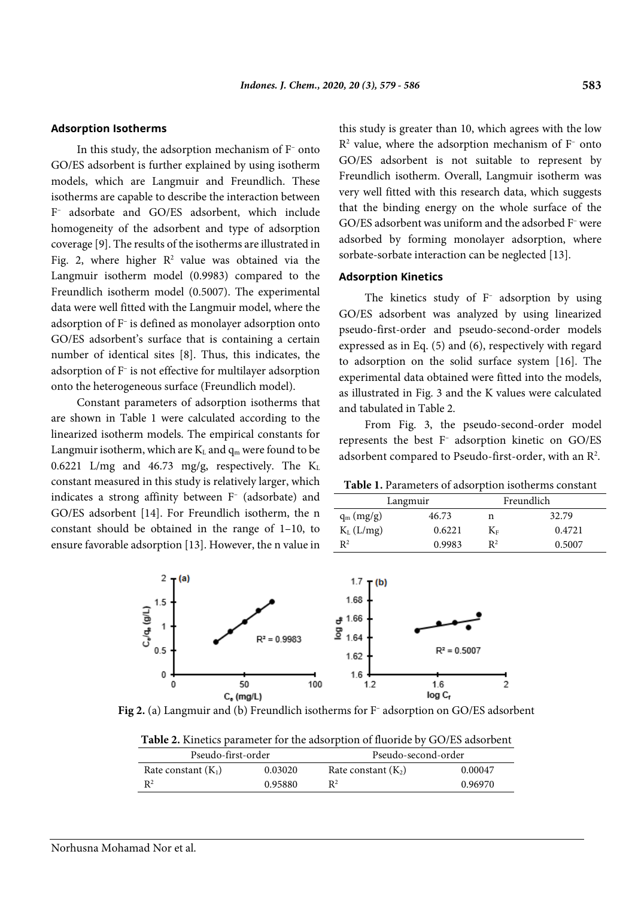### Adsorption Isotherms

In this study, the adsorption mechanism of $F^-$ onto GO/ES adsorbent is further explained by using isotherm models, which are Langmuir and Freundlich. These isotherms are capable to describe the interaction between $F^-$ adsorbate and GO/ES adsorbent, which include homogeneity of the adsorbent and type of adsorption coverage [9]. The results of the isotherms are illustrated in Fig. 2, where higher $R^2$ value was obtained via the Langmuir isotherm model (0.9983) compared to the Freundlich isotherm model (0.5007). The experimental data were well fitted with the Langmuir model, where the adsorption of $F^-$ is defined as monolayer adsorption onto GO/ES adsorbent's surface that is containing a certain number of identical sites [8]. Thus, this indicates, the adsorption of $F^-$ is not effective for multilayer adsorption onto the heterogeneous surface (Freundlich model).

Constant parameters of adsorption isotherms that are shown in Table 1 were calculated according to the linearized isotherm models. The empirical constants for Langmuir isotherm, which are $K_L$ and $q_m$ were found to be 0.6221 L/mg and 46.73 mg/g, respectively. The $K_L$ constant measured in this study is relatively larger, which indicates a strong affinity between $F^-$ (adsorbate) and GO/ES adsorbent [14]. For Freundlich isotherm, the n constant should be obtained in the range of 1–10, to ensure favorable adsorption [13]. However, the n value in this study is greater than 10, which agrees with the low $R^2$ value, where the adsorption mechanism of $F^-$ onto GO/ES adsorbent is not suitable to represent by Freundlich isotherm. Overall, Langmuir isotherm was very well fitted with this research data, which suggests that the binding energy on the whole surface of the GO/ES adsorbent was uniform and the adsorbed $F^-$ were adsorbed by forming monolayer adsorption, where sorbate-sorbate interaction can be neglected [13].

### Adsorption Kinetics

The kinetics study of $F^-$ adsorption by using GO/ES adsorbent was analyzed by using linearized pseudo-first-order and pseudo-second-order models expressed as in Eq. (5) and (6), respectively with regard to adsorption on the solid surface system [16]. The experimental data obtained were fitted into the models, as illustrated in Fig. 3 and the K values were calculated and tabulated in Table 2.

From Fig. 3, the pseudo-second-order model represents the best $F^-$ adsorption kinetic on GO/ES adsorbent compared to Pseudo-first-order, with an $R^2$.

**Table 1.** Parameters of adsorption isotherms constant

| Langmuir | | Freundlich | |
|---|---|---|---|
| $q_m$ (mg/g) | 46.73 | n | 32.79 |
| $K_L$ (L/mg) | 0.6221 | $K_F$ | 0.4721 |
| $R^2$ | 0.9983 | $R^2$ | 0.5007 |

**Fig 2.** (a) Langmuir and (b) Freundlich isotherms for $F^-$ adsorption on GO/ES adsorbent

**Table 2.** Kinetics parameter for the adsorption of fluoride by GO/ES adsorbent

| Pseudo-first-order | | Pseudo-second-order | |
|---|---|---|---|
| Rate constant ($K_1$) | 0.03020 | Rate constant ($K_2$) | 0.00047 |
| $R^2$ | 0.95880 | $R^2$ | 0.96970 |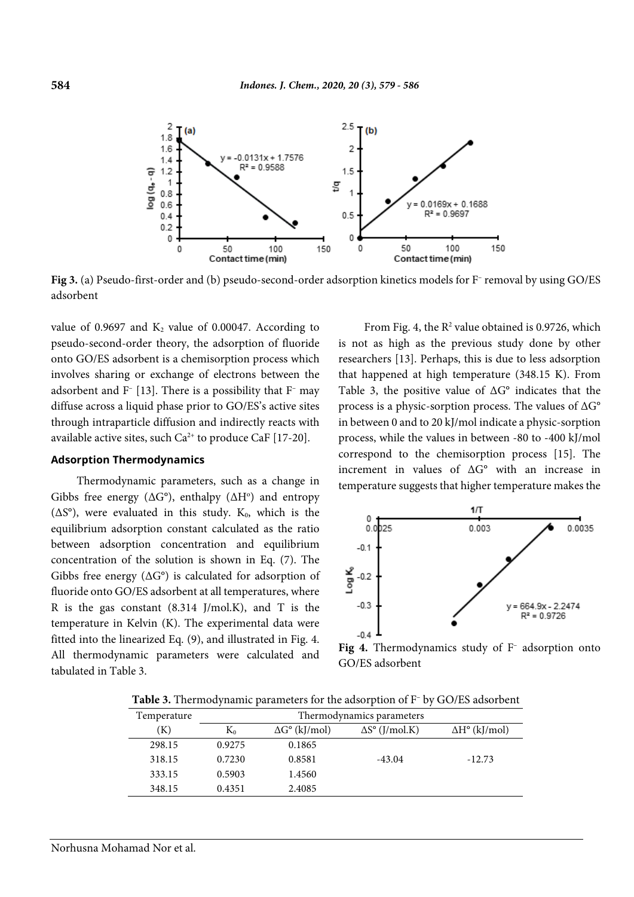Fig 3. (a) Pseudo-first-order and (b) pseudo-second-order adsorption kinetics models for $F^-$ removal by using GO/ES adsorbent

value of 0.9697 and $K_2$ value of 0.00047. According to pseudo-second-order theory, the adsorption of fluoride onto GO/ES adsorbent is a chemisorption process which involves sharing or exchange of electrons between the adsorbent and $F^-$ [13]. There is a possibility that $F^-$ may diffuse across a liquid phase prior to GO/ES's active sites through intraparticle diffusion and indirectly reacts with available active sites, such $Ca^{2+}$ to produce CaF [17-20].

### Adsorption Thermodynamics

Thermodynamic parameters, such as a change in Gibbs free energy (ΔG°), enthalpy (ΔH°) and entropy (ΔS°), were evaluated in this study. $K_0$, which is the equilibrium adsorption constant calculated as the ratio between adsorption concentration and equilibrium concentration of the solution is shown in Eq. (7). The Gibbs free energy (ΔG°) is calculated for adsorption of fluoride onto GO/ES adsorbent at all temperatures, where R is the gas constant (8.314 J/mol.K), and T is the temperature in Kelvin (K). The experimental data were fitted into the linearized Eq. (9), and illustrated in Fig. 4. All thermodynamic parameters were calculated and tabulated in Table 3.

From Fig. 4, the $R^2$ value obtained is 0.9726, which is not as high as the previous study done by other researchers [13]. Perhaps, this is due to less adsorption that happened at high temperature (348.15 K). From Table 3, the positive value of ΔG° indicates that the process is a physic-sorption process. The values of ΔG° in between 0 and to 20 kJ/mol indicate a physic-sorption process, while the values in between -80 to -400 kJ/mol correspond to the chemisorption process [15]. The increment in values of ΔG° with an increase in temperature suggests that higher temperature makes the

Fig 4. Thermodynamics study of $F^-$ adsorption onto GO/ES adsorbent

**Table 3.** Thermodynamic parameters for the adsorption of $F^-$ by GO/ES adsorbent

| Temperature (K) | $K_0$ | ΔG° (kJ/mol) | ΔS° (J/mol.K) | ΔH° (kJ/mol) |
|---|---|---|---|---|
| 298.15 | 0.9275 | 0.1865 | -43.04 | -12.73 |
| 318.15 | 0.7230 | 0.8581 | | |
| 333.15 | 0.5903 | 1.4560 | | |
| 348.15 | 0.4351 | 2.4085 | | |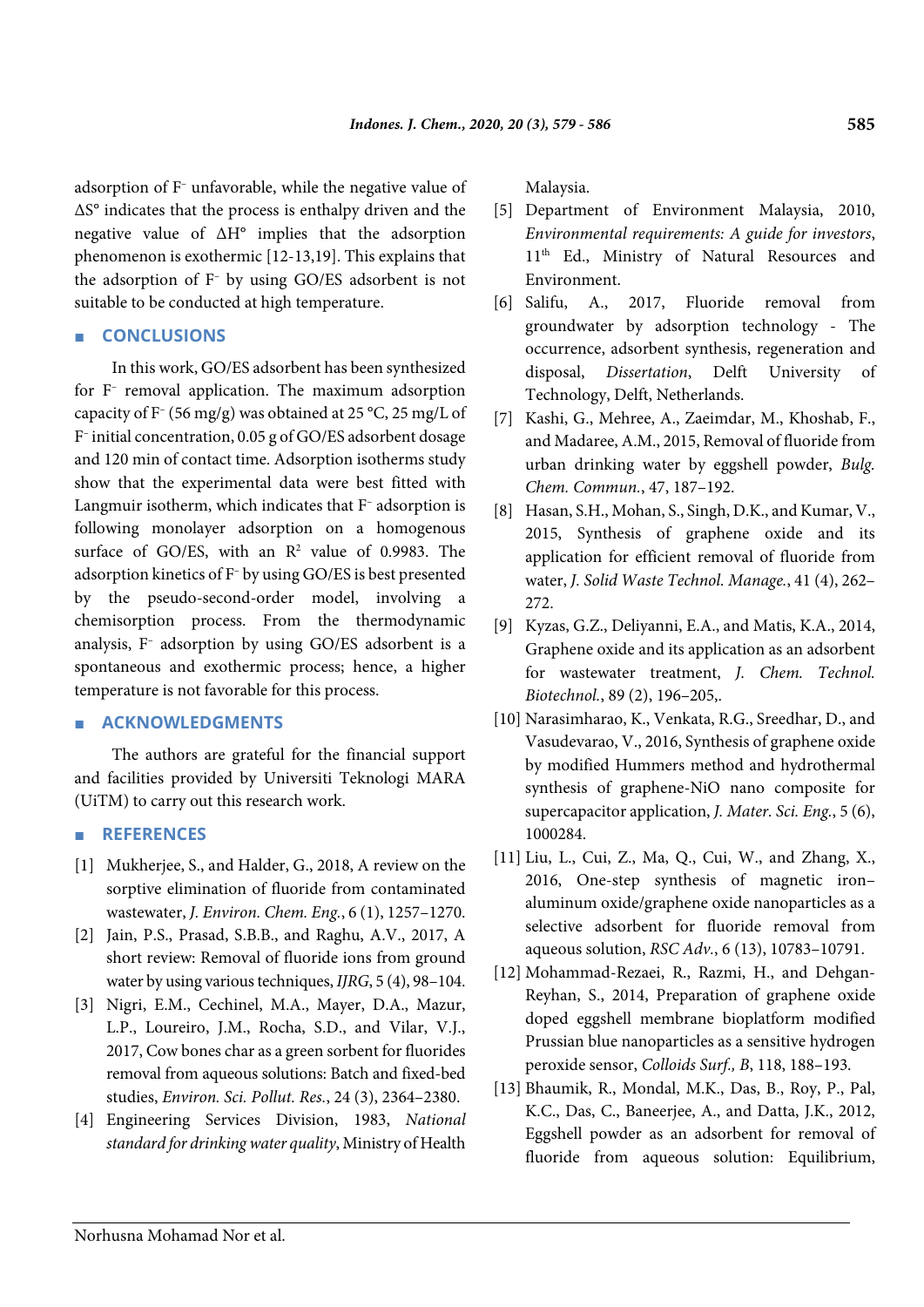adsorption of $F^-$ unfavorable, while the negative value of $\Delta S°$ indicates that the process is enthalpy driven and the negative value of $\Delta H°$ implies that the adsorption phenomenon is exothermic [12-13,19]. This explains that the adsorption of $F^-$ by using GO/ES adsorbent is not suitable to be conducted at high temperature.

## CONCLUSIONS

In this work, GO/ES adsorbent has been synthesized for $F^-$ removal application. The maximum adsorption capacity of $F^-$ (56 mg/g) was obtained at 25 °C, 25 mg/L of $F^-$ initial concentration, 0.05 g of GO/ES adsorbent dosage and 120 min of contact time. Adsorption isotherms study show that the experimental data were best fitted with Langmuir isotherm, which indicates that $F^-$ adsorption is following monolayer adsorption on a homogenous surface of GO/ES, with an $R^2$ value of 0.9983. The adsorption kinetics of $F^-$ by using GO/ES is best presented by the pseudo-second-order model, involving a chemisorption process. From the thermodynamic analysis, $F^-$ adsorption by using GO/ES adsorbent is a spontaneous and exothermic process; hence, a higher temperature is not favorable for this process.

## ACKNOWLEDGMENTS

The authors are grateful for the financial support and facilities provided by Universiti Teknologi MARA (UiTM) to carry out this research work.

## REFERENCES

[1] Mukherjee, S., and Halder, G., 2018, A review on the sorptive elimination of fluoride from contaminated wastewater, *J. Environ. Chem. Eng.*, 6 (1), 1257–1270.

[2] Jain, P.S., Prasad, S.B.B., and Raghu, A.V., 2017, A short review: Removal of fluoride ions from ground water by using various techniques, *IJRG*, 5 (4), 98–104.

[3] Nigri, E.M., Cechinel, M.A., Mayer, D.A., Mazur, L.P., Loureiro, J.M., Rocha, S.D., and Vilar, V.J., 2017, Cow bones char as a green sorbent for fluorides removal from aqueous solutions: Batch and fixed-bed studies, *Environ. Sci. Pollut. Res.*, 24 (3), 2364–2380.

[4] Engineering Services Division, 1983, *National standard for drinking water quality*, Ministry of Health Malaysia.

[5] Department of Environment Malaysia, 2010, *Environmental requirements: A guide for investors*, 11th Ed., Ministry of Natural Resources and Environment.

[6] Salifu, A., 2017, Fluoride removal from groundwater by adsorption technology - The occurrence, adsorbent synthesis, regeneration and disposal, *Dissertation*, Delft University of Technology, Delft, Netherlands.

[7] Kashi, G., Mehree, A., Zaeimdar, M., Khoshab, F., and Madaree, A.M., 2015, Removal of fluoride from urban drinking water by eggshell powder, *Bulg. Chem. Commun.*, 47, 187–192.

[8] Hasan, S.H., Mohan, S., Singh, D.K., and Kumar, V., 2015, Synthesis of graphene oxide and its application for efficient removal of fluoride from water, *J. Solid Waste Technol. Manage.*, 41 (4), 262–272.

[9] Kyzas, G.Z., Deliyanni, E.A., and Matis, K.A., 2014, Graphene oxide and its application as an adsorbent for wastewater treatment, *J. Chem. Technol. Biotechnol.*, 89 (2), 196–205,.

[10] Narasimharao, K., Venkata, R.G., Sreedhar, D., and Vasudevarao, V., 2016, Synthesis of graphene oxide by modified Hummers method and hydrothermal synthesis of graphene-NiO nano composite for supercapacitor application, *J. Mater. Sci. Eng.*, 5 (6), 1000284.

[11] Liu, L., Cui, Z., Ma, Q., Cui, W., and Zhang, X., 2016, One-step synthesis of magnetic iron–aluminum oxide/graphene oxide nanoparticles as a selective adsorbent for fluoride removal from aqueous solution, *RSC Adv.*, 6 (13), 10783–10791.

[12] Mohammad-Rezaei, R., Razmi, H., and Dehgan-Reyhan, S., 2014, Preparation of graphene oxide doped eggshell membrane bioplatform modified Prussian blue nanoparticles as a sensitive hydrogen peroxide sensor, *Colloids Surf., B*, 118, 188–193.

[13] Bhaumik, R., Mondal, M.K., Das, B., Roy, P., Pal, K.C., Das, C., Baneerjee, A., and Datta, J.K., 2012, Eggshell powder as an adsorbent for removal of fluoride from aqueous solution: Equilibrium,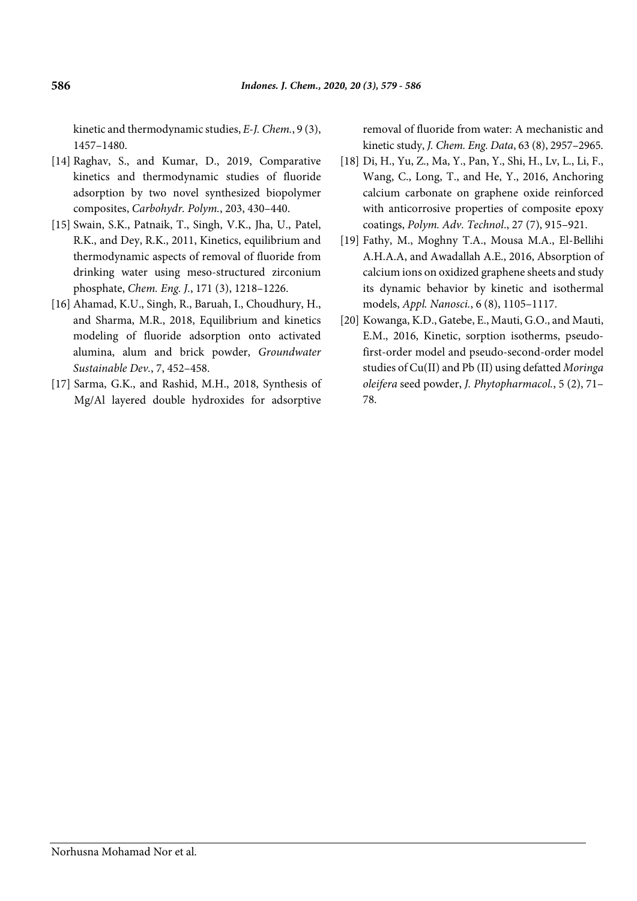kinetic and thermodynamic studies, *E-J. Chem.*, 9 (3), 1457–1480.

[14] Raghav, S., and Kumar, D., 2019, Comparative kinetics and thermodynamic studies of fluoride adsorption by two novel synthesized biopolymer composites, *Carbohydr. Polym.*, 203, 430–440.

[15] Swain, S.K., Patnaik, T., Singh, V.K., Jha, U., Patel, R.K., and Dey, R.K., 2011, Kinetics, equilibrium and thermodynamic aspects of removal of fluoride from drinking water using meso-structured zirconium phosphate, *Chem. Eng. J.*, 171 (3), 1218–1226.

[16] Ahamad, K.U., Singh, R., Baruah, I., Choudhury, H., and Sharma, M.R., 2018, Equilibrium and kinetics modeling of fluoride adsorption onto activated alumina, alum and brick powder, *Groundwater Sustainable Dev.*, 7, 452–458.

[17] Sarma, G.K., and Rashid, M.H., 2018, Synthesis of Mg/Al layered double hydroxides for adsorptive removal of fluoride from water: A mechanistic and kinetic study, *J. Chem. Eng. Data*, 63 (8), 2957–2965.

[18] Di, H., Yu, Z., Ma, Y., Pan, Y., Shi, H., Lv, L., Li, F., Wang, C., Long, T., and He, Y., 2016, Anchoring calcium carbonate on graphene oxide reinforced with anticorrosive properties of composite epoxy coatings, *Polym. Adv. Technol*., 27 (7), 915–921.

[19] Fathy, M., Moghny T.A., Mousa M.A., El-Bellihi A.H.A.A, and Awadallah A.E., 2016, Absorption of calcium ions on oxidized graphene sheets and study its dynamic behavior by kinetic and isothermal models, *Appl. Nanosci.*, 6 (8), 1105–1117.

[20] Kowanga, K.D., Gatebe, E., Mauti, G.O., and Mauti, E.M., 2016, Kinetic, sorption isotherms, pseudo-first-order model and pseudo-second-order model studies of Cu(II) and Pb (II) using defatted *Moringa oleifera* seed powder, *J. Phytopharmacol.*, 5 (2), 71–78.